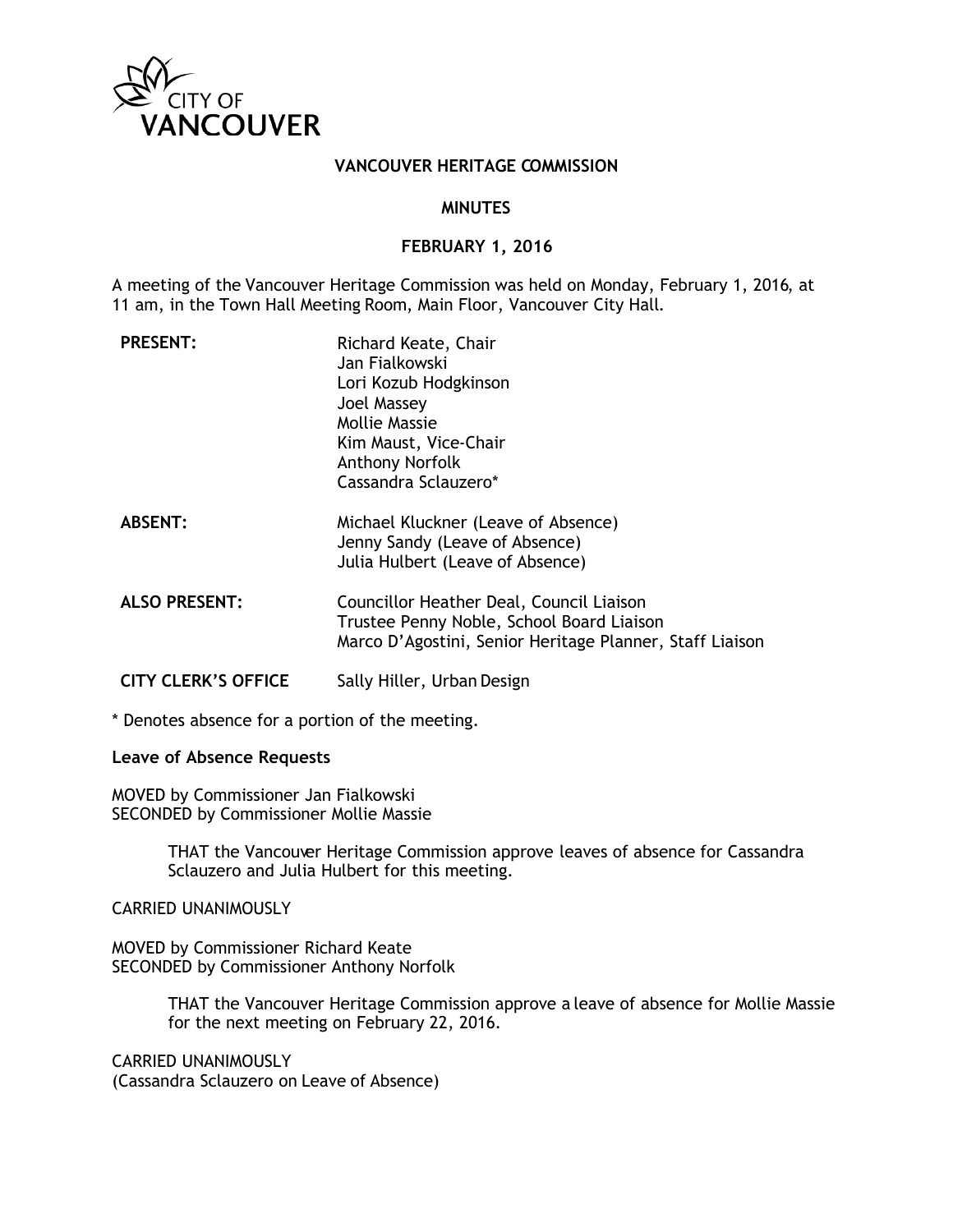CITY OF VANCOUVER

# VANCOUVER HERITAGE COMMISSION

## MINUTES

## FEBRUARY 1, 2016

A meeting of the Vancouver Heritage Commission was held on Monday, February 1, 2016, at 11 am, in the Town Hall Meeting Room, Main Floor, Vancouver City Hall.

| | |
|---|---|
| **PRESENT:** | Richard Keate, Chair<br>Jan Fialkowski<br>Lori Kozub Hodgkinson<br>Joel Massey<br>Mollie Massie<br>Kim Maust, Vice-Chair<br>Anthony Norfolk<br>Cassandra Sclauzero* |
| **ABSENT:** | Michael Kluckner (Leave of Absence)<br>Jenny Sandy (Leave of Absence)<br>Julia Hulbert (Leave of Absence) |
| **ALSO PRESENT:** | Councillor Heather Deal, Council Liaison<br>Trustee Penny Noble, School Board Liaison<br>Marco D'Agostini, Senior Heritage Planner, Staff Liaison |
| **CITY CLERK'S OFFICE** | Sally Hiller, Urban Design |

* Denotes absence for a portion of the meeting.

**Leave of Absence Requests**

MOVED by Commissioner Jan Fialkowski
SECONDED by Commissioner Mollie Massie

> THAT the Vancouver Heritage Commission approve leaves of absence for Cassandra Sclauzero and Julia Hulbert for this meeting.

CARRIED UNANIMOUSLY

MOVED by Commissioner Richard Keate
SECONDED by Commissioner Anthony Norfolk

> THAT the Vancouver Heritage Commission approve a leave of absence for Mollie Massie for the next meeting on February 22, 2016.

CARRIED UNANIMOUSLY
(Cassandra Sclauzero on Leave of Absence)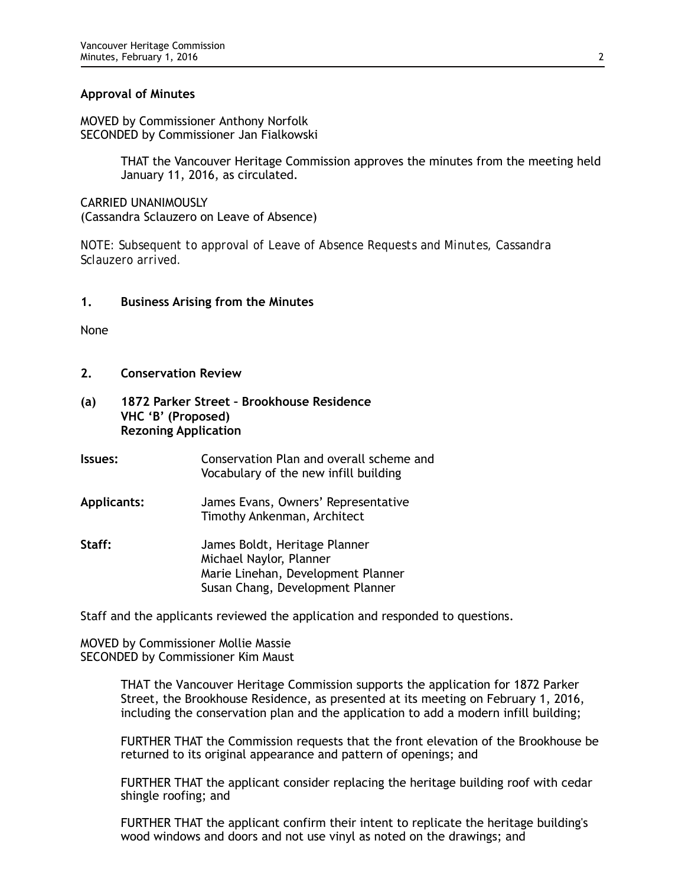**Approval of Minutes**

MOVED by Commissioner Anthony Norfolk
SECONDED by Commissioner Jan Fialkowski

> THAT the Vancouver Heritage Commission approves the minutes from the meeting held January 11, 2016, as circulated.

CARRIED UNANIMOUSLY
(Cassandra Sclauzero on Leave of Absence)

*NOTE: Subsequent to approval of Leave of Absence Requests and Minutes, Cassandra Sclauzero arrived.*

## 1. Business Arising from the Minutes

None

## 2. Conservation Review

### (a) 1872 Parker Street – Brookhouse Residence VHC 'B' (Proposed) Rezoning Application

**Issues:** Conservation Plan and overall scheme and Vocabulary of the new infill building

**Applicants:** James Evans, Owners' Representative
Timothy Ankenman, Architect

**Staff:** James Boldt, Heritage Planner
Michael Naylor, Planner
Marie Linehan, Development Planner
Susan Chang, Development Planner

Staff and the applicants reviewed the application and responded to questions.

MOVED by Commissioner Mollie Massie
SECONDED by Commissioner Kim Maust

> THAT the Vancouver Heritage Commission supports the application for 1872 Parker Street, the Brookhouse Residence, as presented at its meeting on February 1, 2016, including the conservation plan and the application to add a modern infill building;
>
> FURTHER THAT the Commission requests that the front elevation of the Brookhouse be returned to its original appearance and pattern of openings; and
>
> FURTHER THAT the applicant consider replacing the heritage building roof with cedar shingle roofing; and
>
> FURTHER THAT the applicant confirm their intent to replicate the heritage building's wood windows and doors and not use vinyl as noted on the drawings; and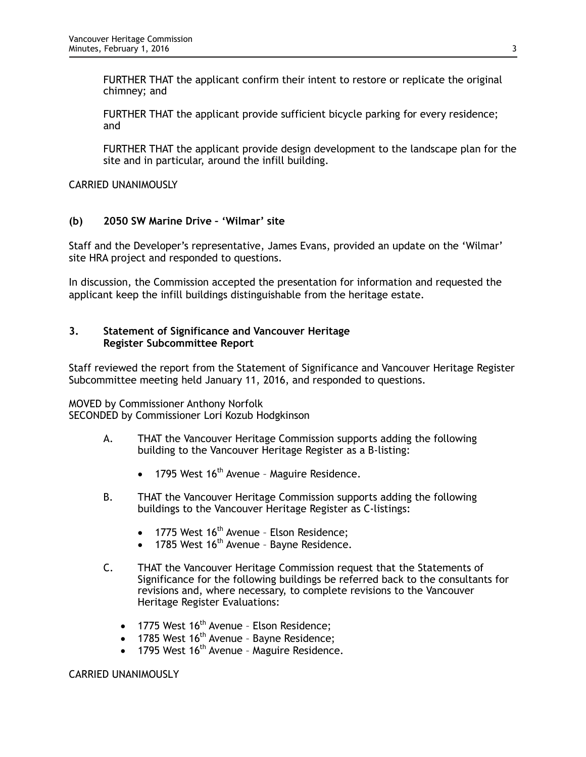FURTHER THAT the applicant confirm their intent to restore or replicate the original chimney; and

FURTHER THAT the applicant provide sufficient bicycle parking for every residence; and

FURTHER THAT the applicant provide design development to the landscape plan for the site and in particular, around the infill building.

CARRIED UNANIMOUSLY

### (b) 2050 SW Marine Drive – 'Wilmar' site

Staff and the Developer's representative, James Evans, provided an update on the 'Wilmar' site HRA project and responded to questions.

In discussion, the Commission accepted the presentation for information and requested the applicant keep the infill buildings distinguishable from the heritage estate.

## 3. Statement of Significance and Vancouver Heritage Register Subcommittee Report

Staff reviewed the report from the Statement of Significance and Vancouver Heritage Register Subcommittee meeting held January 11, 2016, and responded to questions.

MOVED by Commissioner Anthony Norfolk
SECONDED by Commissioner Lori Kozub Hodgkinson

A. THAT the Vancouver Heritage Commission supports adding the following building to the Vancouver Heritage Register as a B-listing:

- 1795 West 16th Avenue – Maguire Residence.

B. THAT the Vancouver Heritage Commission supports adding the following buildings to the Vancouver Heritage Register as C-listings:

- 1775 West 16th Avenue – Elson Residence;
- 1785 West 16th Avenue – Bayne Residence.

C. THAT the Vancouver Heritage Commission request that the Statements of Significance for the following buildings be referred back to the consultants for revisions and, where necessary, to complete revisions to the Vancouver Heritage Register Evaluations:

- 1775 West 16th Avenue – Elson Residence;
- 1785 West 16th Avenue – Bayne Residence;
- 1795 West 16th Avenue – Maguire Residence.

CARRIED UNANIMOUSLY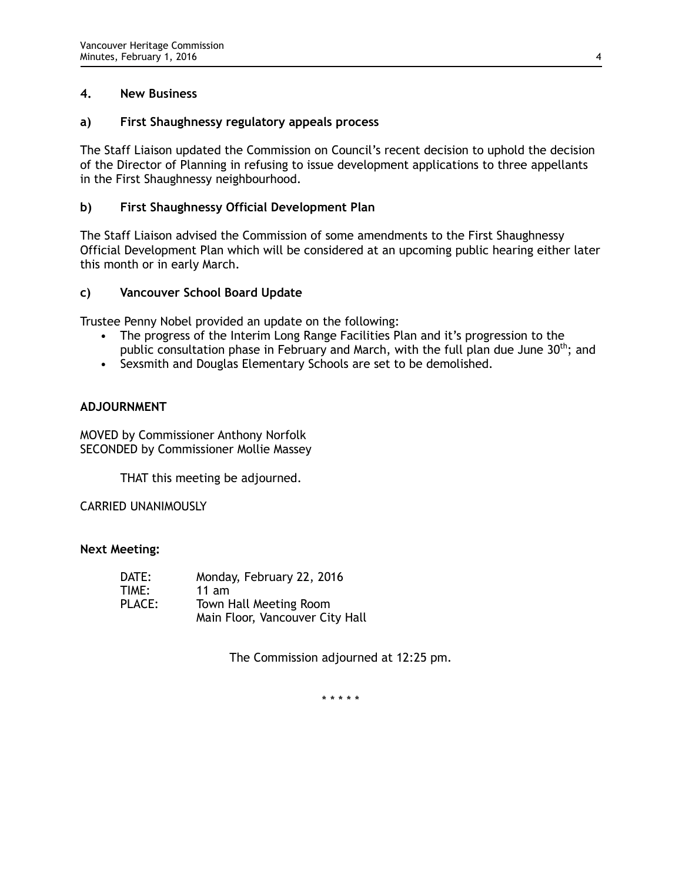## 4. New Business

### a) First Shaughnessy regulatory appeals process

The Staff Liaison updated the Commission on Council's recent decision to uphold the decision of the Director of Planning in refusing to issue development applications to three appellants in the First Shaughnessy neighbourhood.

### b) First Shaughnessy Official Development Plan

The Staff Liaison advised the Commission of some amendments to the First Shaughnessy Official Development Plan which will be considered at an upcoming public hearing either later this month or in early March.

### c) Vancouver School Board Update

Trustee Penny Nobel provided an update on the following:

- The progress of the Interim Long Range Facilities Plan and it's progression to the public consultation phase in February and March, with the full plan due June 30th; and
- Sexsmith and Douglas Elementary Schools are set to be demolished.

## ADJOURNMENT

MOVED by Commissioner Anthony Norfolk
SECONDED by Commissioner Mollie Massey

THAT this meeting be adjourned.

CARRIED UNANIMOUSLY

**Next Meeting:**

| | |
|---|---|
| DATE: | Monday, February 22, 2016 |
| TIME: | 11 am |
| PLACE: | Town Hall Meeting Room<br>Main Floor, Vancouver City Hall |

The Commission adjourned at 12:25 pm.

\* \* \* \* \*